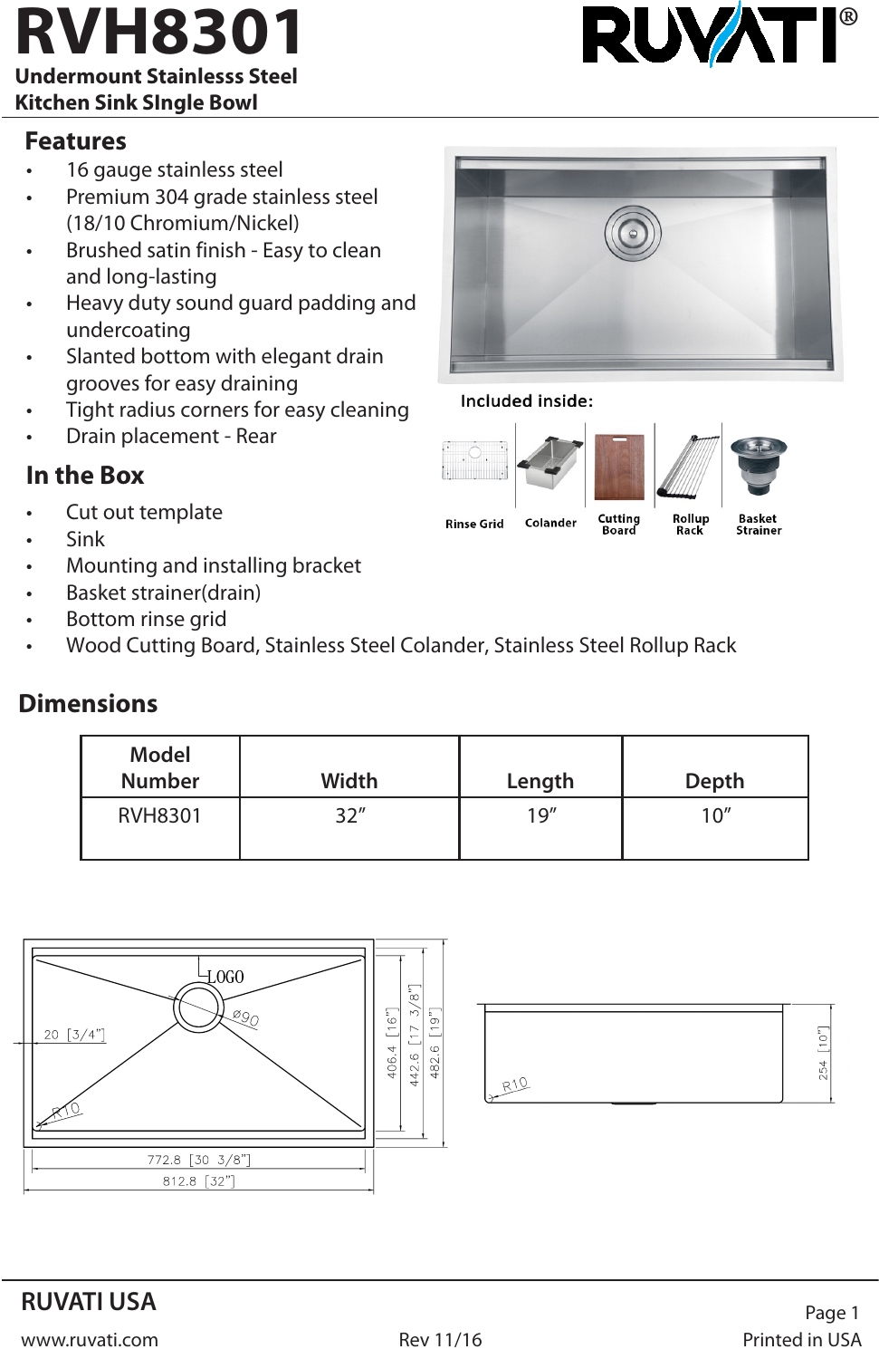# RVH8301

**Undermount Stainlesss Steel Kitchen Sink SIngle Bowl**

## Features

- 16 gauge stainless steel
- Premium 304 grade stainless steel (18/10 Chromium/Nickel)
- Brushed satin finish - Easy to clean and long-lasting
- Heavy duty sound guard padding and undercoating
- Slanted bottom with elegant drain grooves for easy draining
- Tight radius corners for easy cleaning
- Drain placement - Rear

Included inside:

Rinse Grid | Colander | Cutting Board | Rollup Rack | Basket Strainer

## In the Box

- Cut out template
- Sink
- Mounting and installing bracket
- Basket strainer(drain)
- Bottom rinse grid
- Wood Cutting Board, Stainless Steel Colander, Stainless Steel Rollup Rack

## Dimensions

| Model Number | Width | Length | Depth |
|---|---|---|---|
| RVH8301 | 32” | 19” | 10” |

LOGO
Ø90
20 [3/4"]
R10
406.4 [16"]
442.6 [17 3/8"]
482.6 [19"]
772.8 [30 3/8"]
812.8 [32"]
254 [10"]
R10

RUVATI USA

www.ruvati.com

Rev 11/16

Printed in USA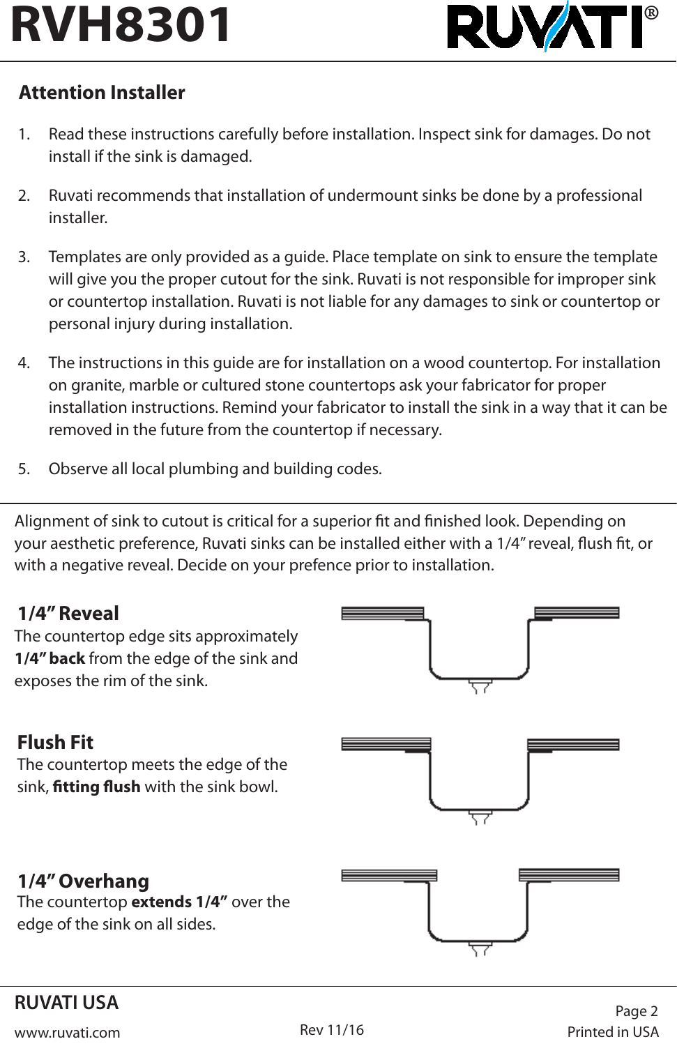# RVH8301

## Attention Installer

1. Read these instructions carefully before installation. Inspect sink for damages. Do not install if the sink is damaged.
2. Ruvati recommends that installation of undermount sinks be done by a professional installer.
3. Templates are only provided as a guide. Place template on sink to ensure the template will give you the proper cutout for the sink. Ruvati is not responsible for improper sink or countertop installation. Ruvati is not liable for any damages to sink or countertop or personal injury during installation.
4. The instructions in this guide are for installation on a wood countertop. For installation on granite, marble or cultured stone countertops ask your fabricator for proper installation instructions. Remind your fabricator to install the sink in a way that it can be removed in the future from the countertop if necessary.
5. Observe all local plumbing and building codes.

Alignment of sink to cutout is critical for a superior fit and finished look. Depending on your aesthetic preference, Ruvati sinks can be installed either with a 1/4" reveal, flush fit, or with a negative reveal. Decide on your prefence prior to installation.

### 1/4" Reveal

The countertop edge sits approximately **1/4" back** from the edge of the sink and exposes the rim of the sink.

### Flush Fit

The countertop meets the edge of the sink, **fitting flush** with the sink bowl.

### 1/4" Overhang

The countertop **extends 1/4"** over the edge of the sink on all sides.

RUVATI USA

www.ruvati.com

Rev 11/16

Printed in USA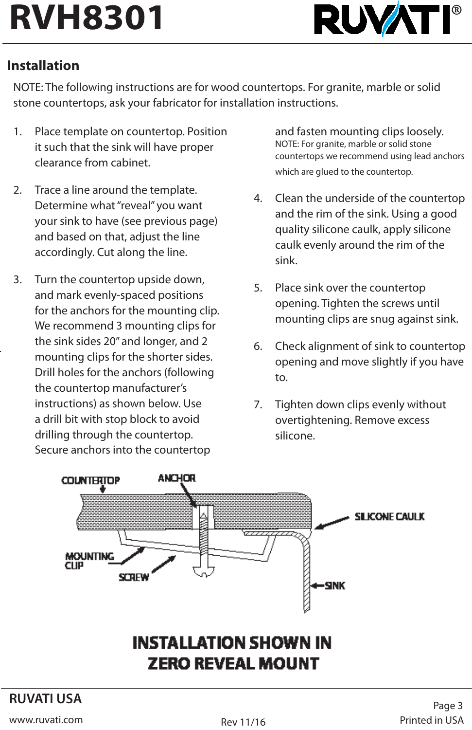# RVH8301

## Installation

NOTE: The following instructions are for wood countertops. For granite, marble or solid stone countertops, ask your fabricator for installation instructions.

1. Place template on countertop. Position it such that the sink will have proper clearance from cabinet.
2. Trace a line around the template. Determine what "reveal" you want your sink to have (see previous page) and based on that, adjust the line accordingly. Cut along the line.
3. Turn the countertop upside down, and mark evenly-spaced positions for the anchors for the mounting clip. We recommend 3 mounting clips for the sink sides 20" and longer, and 2 mounting clips for the shorter sides. Drill holes for the anchors (following the countertop manufacturer's instructions) as shown below. Use a drill bit with stop block to avoid drilling through the countertop. Secure anchors into the countertop and fasten mounting clips loosely.
   NOTE: For granite, marble or solid stone countertops we recommend using lead anchors which are glued to the countertop.
4. Clean the underside of the countertop and the rim of the sink. Using a good quality silicone caulk, apply silicone caulk evenly around the rim of the sink.
5. Place sink over the countertop opening. Tighten the screws until mounting clips are snug against sink.
6. Check alignment of sink to countertop opening and move slightly if you have to.
7. Tighten down clips evenly without overtightening. Remove excess silicone.

COUNTERTOP ANCHOR SILICONE CAULK MOUNTING CLIP SCREW SINK

INSTALLATION SHOWN IN ZERO REVEAL MOUNT

RUVATI USA

www.ruvati.com

Rev 11/16

Printed in USA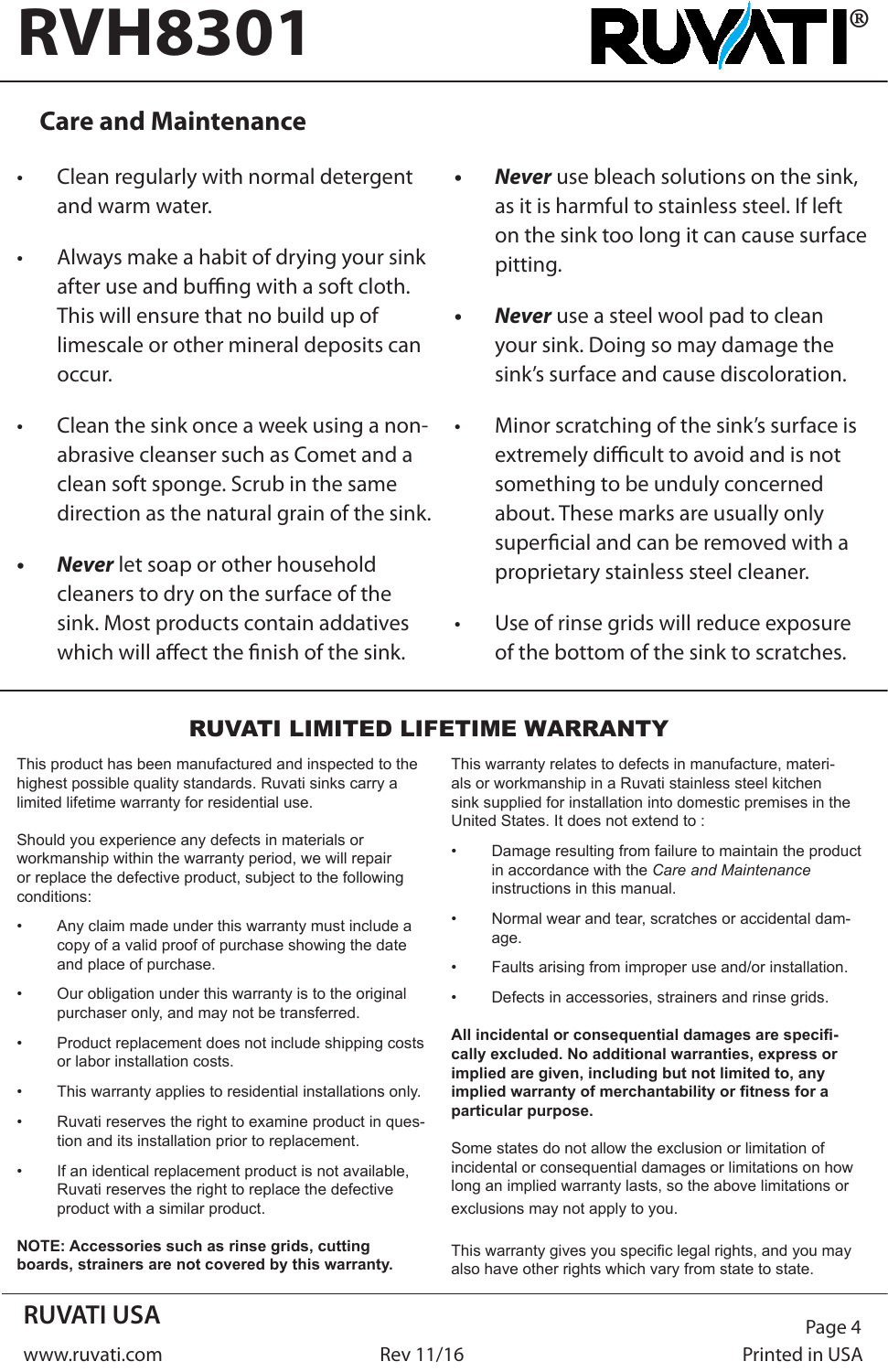# RVH8301

## Care and Maintenance

- Clean regularly with normal detergent and warm water.
- Always make a habit of drying your sink after use and buffing with a soft cloth. This will ensure that no build up of limescale or other mineral deposits can occur.
- Clean the sink once a week using a non-abrasive cleanser such as Comet and a clean soft sponge. Scrub in the same direction as the natural grain of the sink.
- ***Never*** let soap or other household cleaners to dry on the surface of the sink. Most products contain addatives which will affect the finish of the sink.
- ***Never*** use bleach solutions on the sink, as it is harmful to stainless steel. If left on the sink too long it can cause surface pitting.
- ***Never*** use a steel wool pad to clean your sink. Doing so may damage the sink's surface and cause discoloration.
- Minor scratching of the sink's surface is extremely difficult to avoid and is not something to be unduly concerned about. These marks are usually only superficial and can be removed with a proprietary stainless steel cleaner.
- Use of rinse grids will reduce exposure of the bottom of the sink to scratches.

## RUVATI LIMITED LIFETIME WARRANTY

This product has been manufactured and inspected to the highest possible quality standards. Ruvati sinks carry a limited lifetime warranty for residential use.

Should you experience any defects in materials or workmanship within the warranty period, we will repair or replace the defective product, subject to the following conditions:

- Any claim made under this warranty must include a copy of a valid proof of purchase showing the date and place of purchase.
- Our obligation under this warranty is to the original purchaser only, and may not be transferred.
- Product replacement does not include shipping costs or labor installation costs.
- This warranty applies to residential installations only.
- Ruvati reserves the right to examine product in question and its installation prior to replacement.
- If an identical replacement product is not available, Ruvati reserves the right to replace the defective product with a similar product.

**NOTE: Accessories such as rinse grids, cutting boards, strainers are not covered by this warranty.**

This warranty relates to defects in manufacture, materials or workmanship in a Ruvati stainless steel kitchen sink supplied for installation into domestic premises in the United States. It does not extend to :

- Damage resulting from failure to maintain the product in accordance with the *Care and Maintenance* instructions in this manual.
- Normal wear and tear, scratches or accidental damage.
- Faults arising from improper use and/or installation.
- Defects in accessories, strainers and rinse grids.

**All incidental or consequential damages are specifically excluded. No additional warranties, express or implied are given, including but not limited to, any implied warranty of merchantability or fitness for a particular purpose.**

Some states do not allow the exclusion or limitation of incidental or consequential damages or limitations on how long an implied warranty lasts, so the above limitations or exclusions may not apply to you.

This warranty gives you specific legal rights, and you may also have other rights which vary from state to state.

RUVATI USA

www.ruvati.com

Rev 11/16

Printed in USA